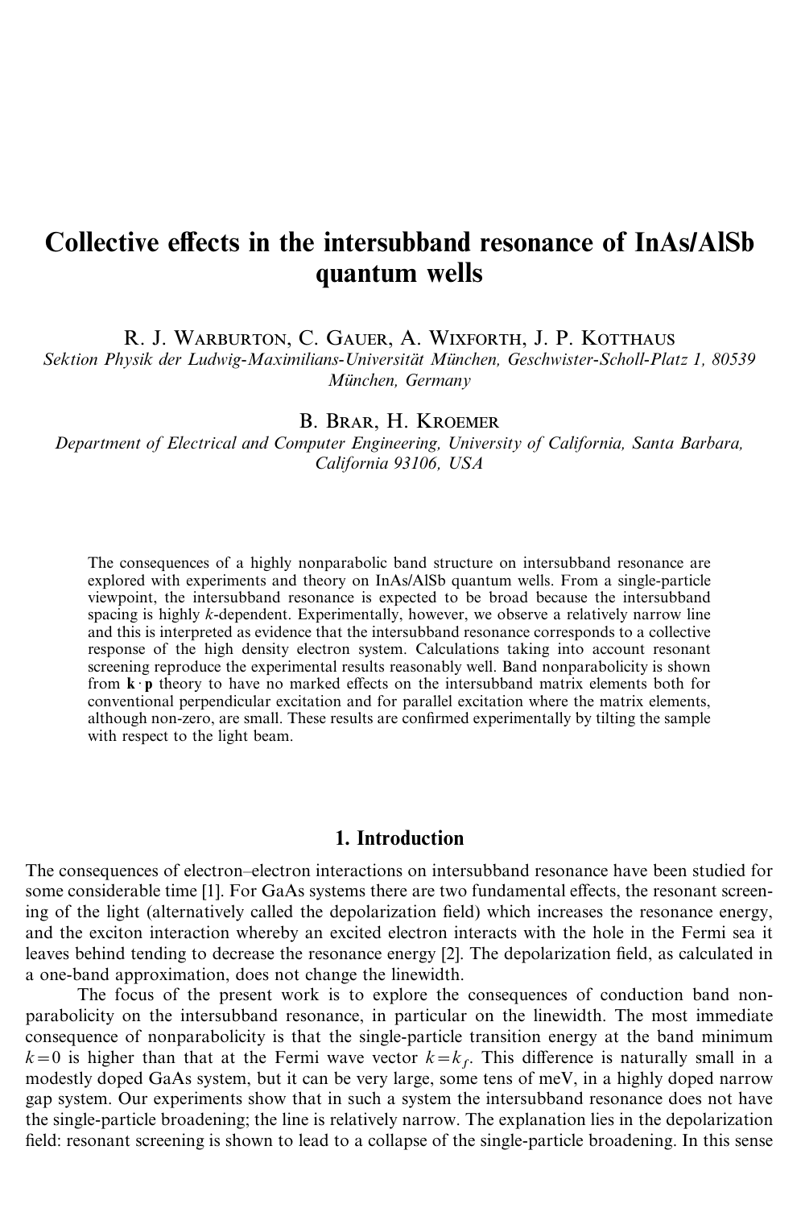# Collective effects in the intersubband resonance of InAs/AlSb quantum wells

R. J. Warburton, C. Gauer, A. Wixforth, J. P. Kotthaus

*Sektion Physik der Ludwig-Maximilians-Universität München, Geschwister-Scholl-Platz 1, 80539 München, Germany*

B. Brar, H. Kroemer

*Department of Electrical and Computer Engineering, University of California, Santa Barbara, California 93106, USA*

The consequences of a highly nonparabolic band structure on intersubband resonance are explored with experiments and theory on InAs/AlSb quantum wells. From a single-particle viewpoint, the intersubband resonance is expected to be broad because the intersubband spacing is highly $k$-dependent. Experimentally, however, we observe a relatively narrow line and this is interpreted as evidence that the intersubband resonance corresponds to a collective response of the high density electron system. Calculations taking into account resonant screening reproduce the experimental results reasonably well. Band nonparabolicity is shown from $\mathbf{k}\cdot\mathbf{p}$ theory to have no marked effects on the intersubband matrix elements both for conventional perpendicular excitation and for parallel excitation where the matrix elements, although non-zero, are small. These results are confirmed experimentally by tilting the sample with respect to the light beam.

## 1. Introduction

The consequences of electron–electron interactions on intersubband resonance have been studied for some considerable time [1]. For GaAs systems there are two fundamental effects, the resonant screening of the light (alternatively called the depolarization field) which increases the resonance energy, and the exciton interaction whereby an excited electron interacts with the hole in the Fermi sea it leaves behind tending to decrease the resonance energy [2]. The depolarization field, as calculated in a one-band approximation, does not change the linewidth.

The focus of the present work is to explore the consequences of conduction band nonparabolicity on the intersubband resonance, in particular on the linewidth. The most immediate consequence of nonparabolicity is that the single-particle transition energy at the band minimum $k=0$ is higher than that at the Fermi wave vector $k=k_f$. This difference is naturally small in a modestly doped GaAs system, but it can be very large, some tens of meV, in a highly doped narrow gap system. Our experiments show that in such a system the intersubband resonance does not have the single-particle broadening; the line is relatively narrow. The explanation lies in the depolarization field: resonant screening is shown to lead to a collapse of the single-particle broadening. In this sense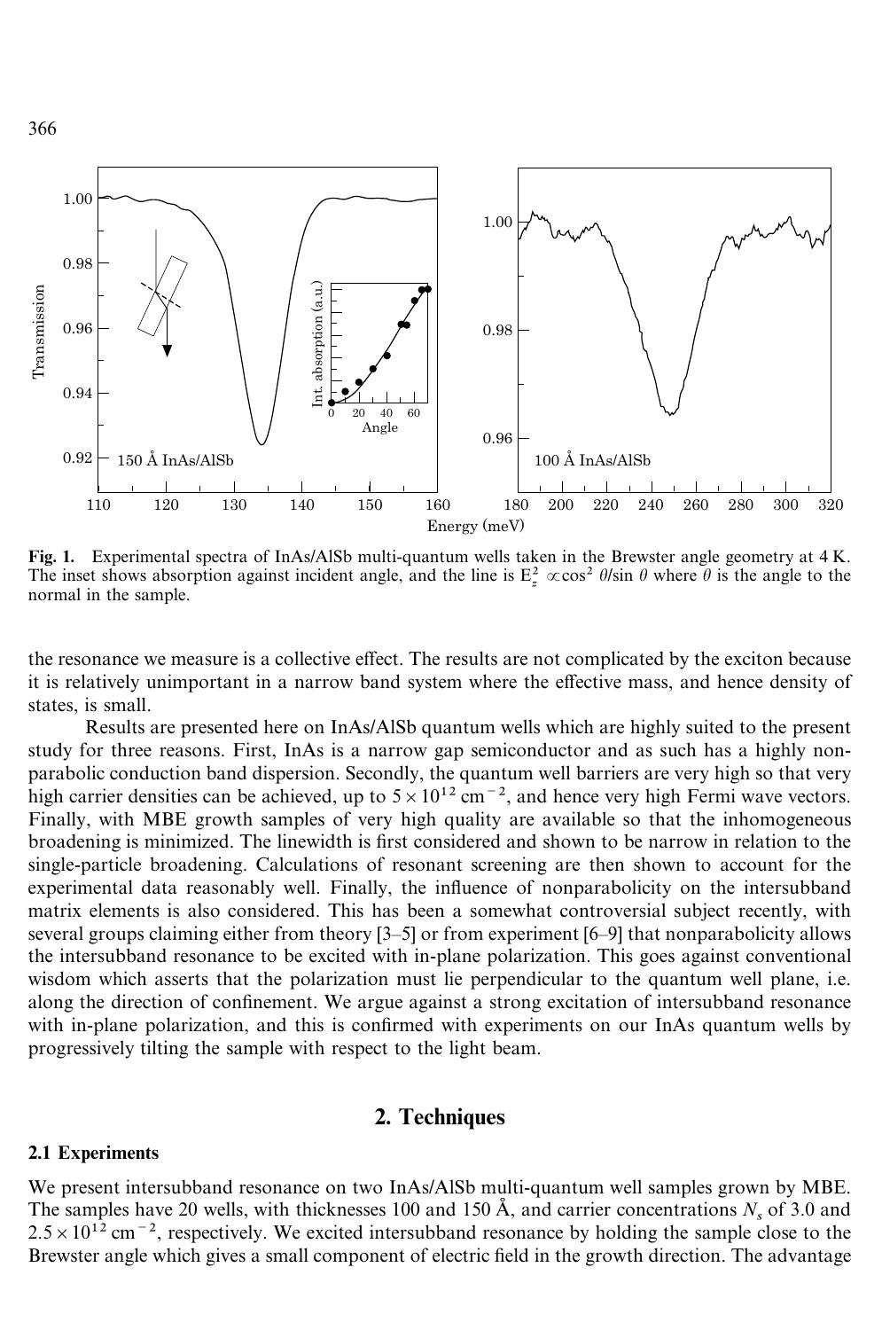**Fig. 1.** Experimental spectra of InAs/AlSb multi-quantum wells taken in the Brewster angle geometry at 4 K. The inset shows absorption against incident angle, and the line is $E_z^2 \propto \cos^2 \theta / \sin \theta$ where $\theta$ is the angle to the normal in the sample.

the resonance we measure is a collective effect. The results are not complicated by the exciton because it is relatively unimportant in a narrow band system where the effective mass, and hence density of states, is small.

Results are presented here on InAs/AlSb quantum wells which are highly suited to the present study for three reasons. First, InAs is a narrow gap semiconductor and as such has a highly non-parabolic conduction band dispersion. Secondly, the quantum well barriers are very high so that very high carrier densities can be achieved, up to $5 \times 10^{12}$ cm$^{-2}$, and hence very high Fermi wave vectors. Finally, with MBE growth samples of very high quality are available so that the inhomogeneous broadening is minimized. The linewidth is first considered and shown to be narrow in relation to the single-particle broadening. Calculations of resonant screening are then shown to account for the experimental data reasonably well. Finally, the influence of nonparabolicity on the intersubband matrix elements is also considered. This has been a somewhat controversial subject recently, with several groups claiming either from theory [3–5] or from experiment [6–9] that nonparabolicity allows the intersubband resonance to be excited with in-plane polarization. This goes against conventional wisdom which asserts that the polarization must lie perpendicular to the quantum well plane, i.e. along the direction of confinement. We argue against a strong excitation of intersubband resonance with in-plane polarization, and this is confirmed with experiments on our InAs quantum wells by progressively tilting the sample with respect to the light beam.

## 2. Techniques

### 2.1 Experiments

We present intersubband resonance on two InAs/AlSb multi-quantum well samples grown by MBE. The samples have 20 wells, with thicknesses 100 and 150 Å, and carrier concentrations $N_s$ of 3.0 and $2.5 \times 10^{12}$ cm$^{-2}$, respectively. We excited intersubband resonance by holding the sample close to the Brewster angle which gives a small component of electric field in the growth direction. The advantage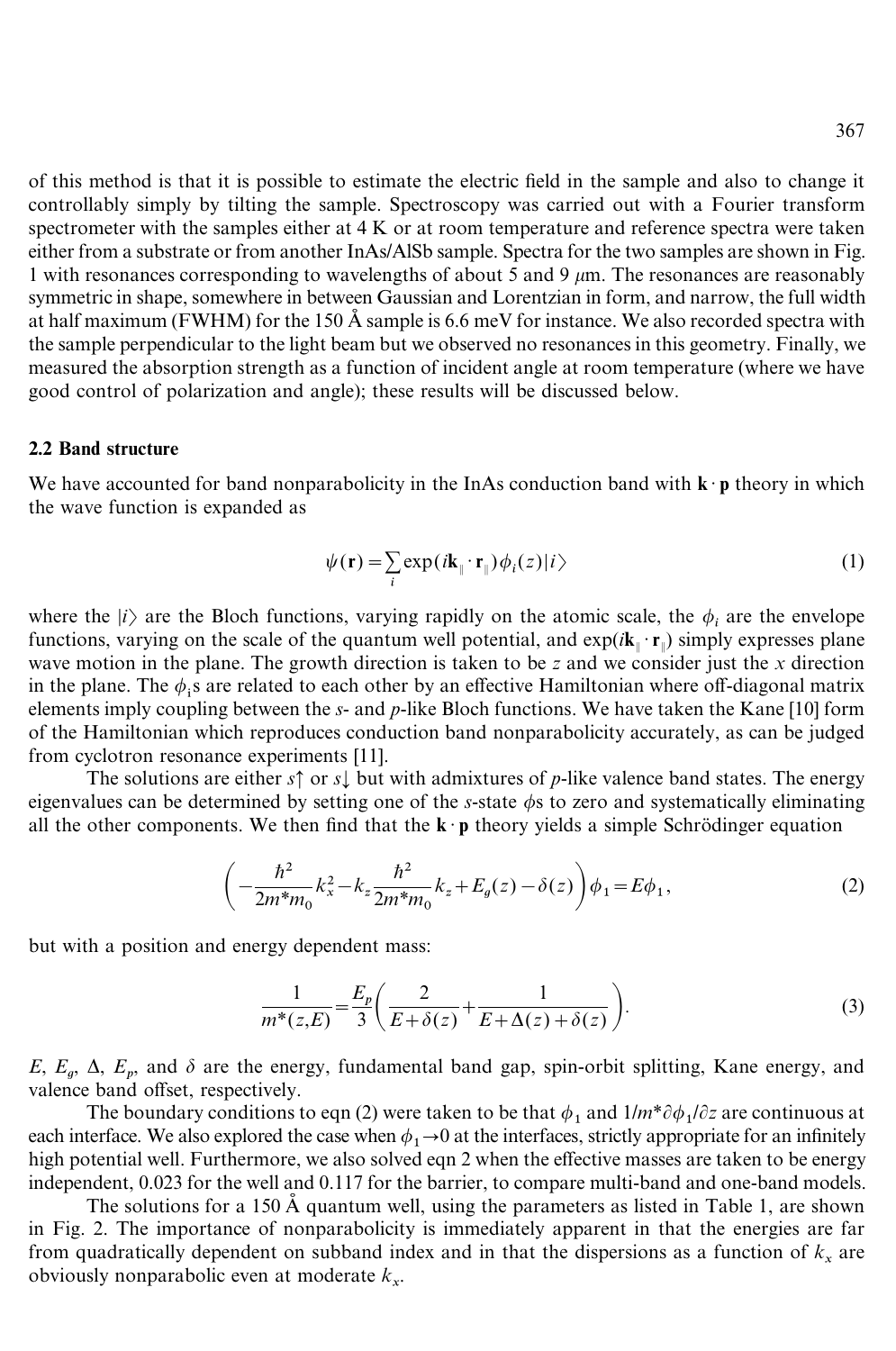of this method is that it is possible to estimate the electric field in the sample and also to change it controllably simply by tilting the sample. Spectroscopy was carried out with a Fourier transform spectrometer with the samples either at 4 K or at room temperature and reference spectra were taken either from a substrate or from another InAs/AlSb sample. Spectra for the two samples are shown in Fig. 1 with resonances corresponding to wavelengths of about 5 and 9 $\mu$m. The resonances are reasonably symmetric in shape, somewhere in between Gaussian and Lorentzian in form, and narrow, the full width at half maximum (FWHM) for the 150 Å sample is 6.6 meV for instance. We also recorded spectra with the sample perpendicular to the light beam but we observed no resonances in this geometry. Finally, we measured the absorption strength as a function of incident angle at room temperature (where we have good control of polarization and angle); these results will be discussed below.

### 2.2 Band structure

We have accounted for band nonparabolicity in the InAs conduction band with $\mathbf{k}\cdot\mathbf{p}$ theory in which the wave function is expanded as

$$\psi(\mathbf{r}) = \sum_i \exp(i\mathbf{k}_{\parallel}\cdot\mathbf{r}_{\parallel})\phi_i(z)|i\rangle \tag{1}$$

where the $|i\rangle$ are the Bloch functions, varying rapidly on the atomic scale, the $\phi_i$ are the envelope functions, varying on the scale of the quantum well potential, and $\exp(i\mathbf{k}_{\parallel}\cdot\mathbf{r}_{\parallel})$ simply expresses plane wave motion in the plane. The growth direction is taken to be $z$ and we consider just the $x$ direction in the plane. The $\phi_i$s are related to each other by an effective Hamiltonian where off-diagonal matrix elements imply coupling between the $s$- and $p$-like Bloch functions. We have taken the Kane [10] form of the Hamiltonian which reproduces conduction band nonparabolicity accurately, as can be judged from cyclotron resonance experiments [11].

The solutions are either $s\uparrow$ or $s\downarrow$ but with admixtures of $p$-like valence band states. The energy eigenvalues can be determined by setting one of the $s$-state $\phi$s to zero and systematically eliminating all the other components. We then find that the $\mathbf{k}\cdot\mathbf{p}$ theory yields a simple Schrödinger equation

$$\left(-\frac{\hbar^2}{2m^*m_0}k_x^2 - k_z\frac{\hbar^2}{2m^*m_0}k_z + E_g(z) - \delta(z)\right)\phi_1 = E\phi_1, \tag{2}$$

but with a position and energy dependent mass:

$$\frac{1}{m^*(z,E)} = \frac{E_p}{3}\left(\frac{2}{E+\delta(z)} + \frac{1}{E+\Delta(z)+\delta(z)}\right). \tag{3}$$

$E$, $E_g$, $\Delta$, $E_p$, and $\delta$ are the energy, fundamental band gap, spin-orbit splitting, Kane energy, and valence band offset, respectively.

The boundary conditions to eqn (2) were taken to be that $\phi_1$ and $1/m^*\partial\phi_1/\partial z$ are continuous at each interface. We also explored the case when $\phi_1 \to 0$ at the interfaces, strictly appropriate for an infinitely high potential well. Furthermore, we also solved eqn 2 when the effective masses are taken to be energy independent, 0.023 for the well and 0.117 for the barrier, to compare multi-band and one-band models.

The solutions for a 150 Å quantum well, using the parameters as listed in Table 1, are shown in Fig. 2. The importance of nonparabolicity is immediately apparent in that the energies are far from quadratically dependent on subband index and in that the dispersions as a function of $k_x$ are obviously nonparabolic even at moderate $k_x$.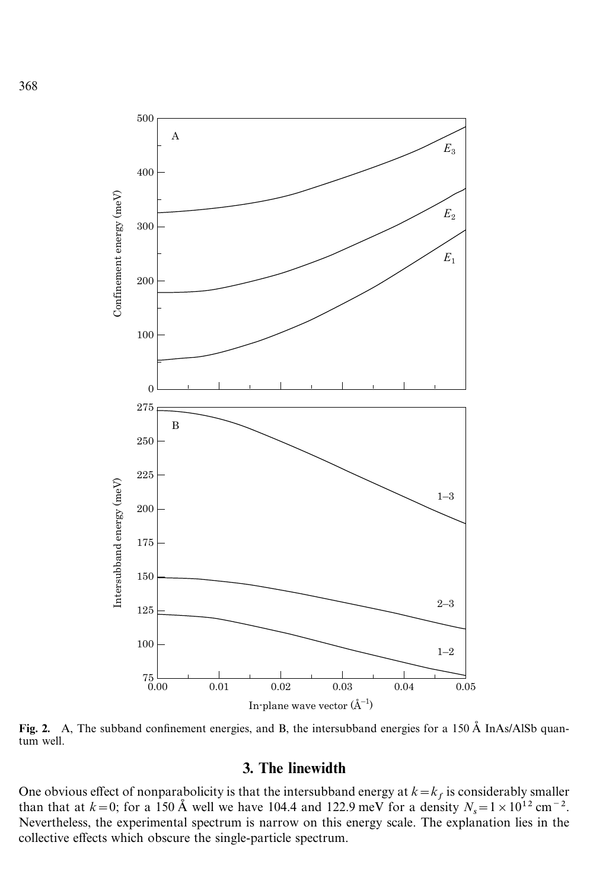**Fig. 2.** A, The subband confinement energies, and B, the intersubband energies for a 150 Å InAs/AlSb quantum well.

## 3. The linewidth

One obvious effect of nonparabolicity is that the intersubband energy at $k = k_f$ is considerably smaller than that at $k = 0$; for a 150 Å well we have 104.4 and 122.9 meV for a density $N_s = 1 \times 10^{12}\ \mathrm{cm}^{-2}$. Nevertheless, the experimental spectrum is narrow on this energy scale. The explanation lies in the collective effects which obscure the single-particle spectrum.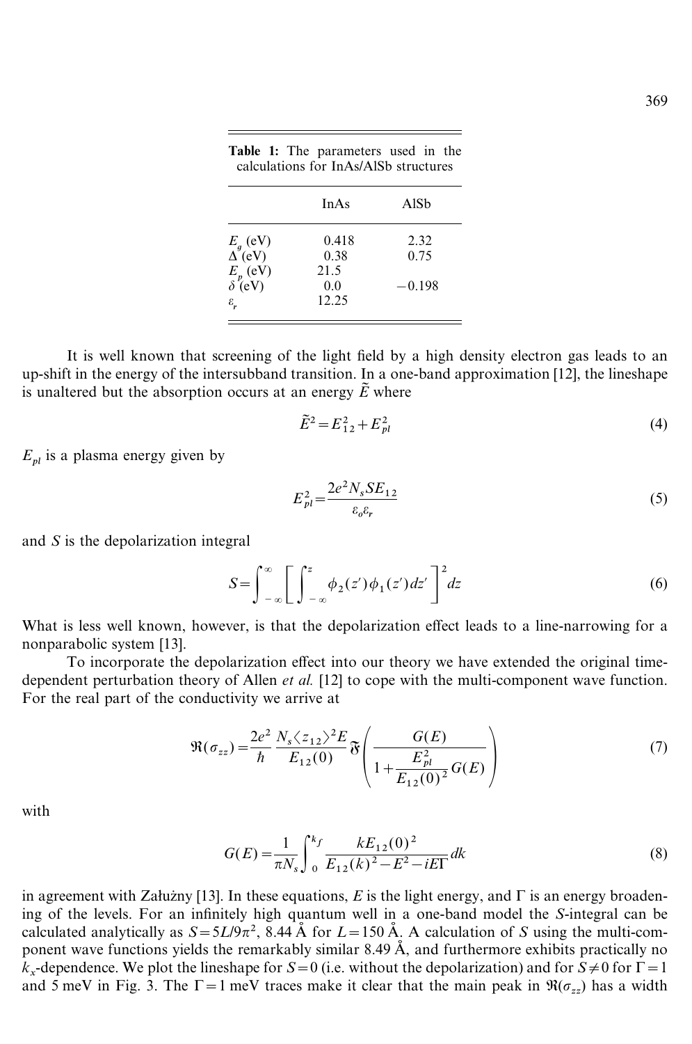**Table 1:** The parameters used in the calculations for InAs/AlSb structures

| | InAs | AlSb |
|---|---|---|
| $E_g$ (eV) | 0.418 | 2.32 |
| $\Delta$ (eV) | 0.38 | 0.75 |
| $E_p$ (eV) | 21.5 | |
| $\delta$ (eV) | 0.0 | −0.198 |
| $\varepsilon_r$ | 12.25 | |

It is well known that screening of the light field by a high density electron gas leads to an up-shift in the energy of the intersubband transition. In a one-band approximation [12], the lineshape is unaltered but the absorption occurs at an energy $\tilde{E}$ where

$$\tilde{E}^2 = E_{12}^2 + E_{pl}^2 \tag{4}$$

$E_{pl}$ is a plasma energy given by

$$E_{pl}^2 = \frac{2e^2 N_s S E_{12}}{\varepsilon_o \varepsilon_r} \tag{5}$$

and $S$ is the depolarization integral

$$S = \int_{-\infty}^{\infty} \left[ \int_{-\infty}^{z} \phi_2(z')\phi_1(z')dz' \right]^2 dz \tag{6}$$

What is less well known, however, is that the depolarization effect leads to a line-narrowing for a nonparabolic system [13].

To incorporate the depolarization effect into our theory we have extended the original time-dependent perturbation theory of Allen *et al.* [12] to cope with the multi-component wave function. For the real part of the conductivity we arrive at

$$\Re(\sigma_{zz}) = \frac{2e^2}{\hbar} \frac{N_s \langle z_{12} \rangle^2 E}{E_{12}(0)} \Im \left( \frac{G(E)}{1 + \dfrac{E_{pl}^2}{E_{12}(0)^2} G(E)} \right) \tag{7}$$

with

$$G(E) = \frac{1}{\pi N_s} \int_0^{k_f} \frac{k E_{12}(0)^2}{E_{12}(k)^2 - E^2 - iE\Gamma} dk \tag{8}$$

in agreement with Załużny [13]. In these equations, $E$ is the light energy, and $\Gamma$ is an energy broadening of the levels. For an infinitely high quantum well in a one-band model the $S$-integral can be calculated analytically as $S = 5L/9\pi^2$, 8.44 Å for $L = 150$ Å. A calculation of $S$ using the multi-component wave functions yields the remarkably similar 8.49 Å, and furthermore exhibits practically no $k_x$-dependence. We plot the lineshape for $S = 0$ (i.e. without the depolarization) and for $S \neq 0$ for $\Gamma = 1$ and 5 meV in Fig. 3. The $\Gamma = 1$ meV traces make it clear that the main peak in $\Re(\sigma_{zz})$ has a width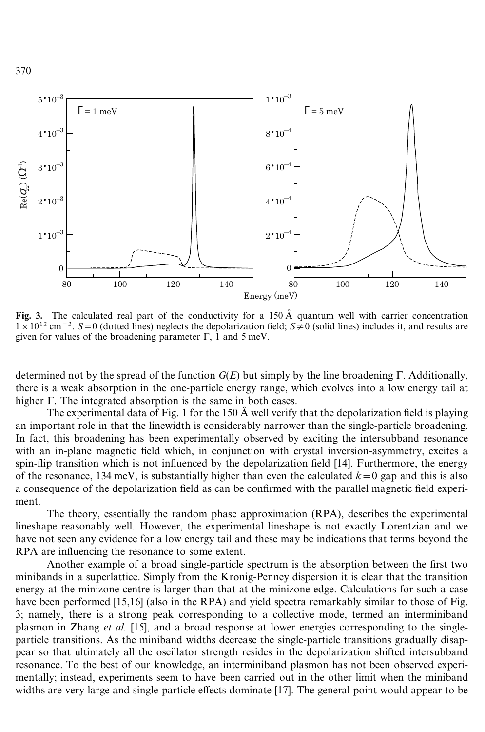Fig. 3. The calculated real part of the conductivity for a 150 Å quantum well with carrier concentration $1 \times 10^{12}$ cm$^{-2}$. $S = 0$ (dotted lines) neglects the depolarization field; $S \neq 0$ (solid lines) includes it, and results are given for values of the broadening parameter $\Gamma$, 1 and 5 meV.

determined not by the spread of the function $G(E)$ but simply by the line broadening $\Gamma$. Additionally, there is a weak absorption in the one-particle energy range, which evolves into a low energy tail at higher $\Gamma$. The integrated absorption is the same in both cases.

The experimental data of Fig. 1 for the 150 Å well verify that the depolarization field is playing an important role in that the linewidth is considerably narrower than the single-particle broadening. In fact, this broadening has been experimentally observed by exciting the intersubband resonance with an in-plane magnetic field which, in conjunction with crystal inversion-asymmetry, excites a spin-flip transition which is not influenced by the depolarization field [14]. Furthermore, the energy of the resonance, 134 meV, is substantially higher than even the calculated $k = 0$ gap and this is also a consequence of the depolarization field as can be confirmed with the parallel magnetic field experiment.

The theory, essentially the random phase approximation (RPA), describes the experimental lineshape reasonably well. However, the experimental lineshape is not exactly Lorentzian and we have not seen any evidence for a low energy tail and these may be indications that terms beyond the RPA are influencing the resonance to some extent.

Another example of a broad single-particle spectrum is the absorption between the first two minibands in a superlattice. Simply from the Kronig-Penney dispersion it is clear that the transition energy at the minizone centre is larger than that at the minizone edge. Calculations for such a case have been performed [15,16] (also in the RPA) and yield spectra remarkably similar to those of Fig. 3; namely, there is a strong peak corresponding to a collective mode, termed an interminiband plasmon in Zhang *et al.* [15], and a broad response at lower energies corresponding to the single-particle transitions. As the miniband widths decrease the single-particle transitions gradually disappear so that ultimately all the oscillator strength resides in the depolarization shifted intersubband resonance. To the best of our knowledge, an interminiband plasmon has not been observed experimentally; instead, experiments seem to have been carried out in the other limit when the miniband widths are very large and single-particle effects dominate [17]. The general point would appear to be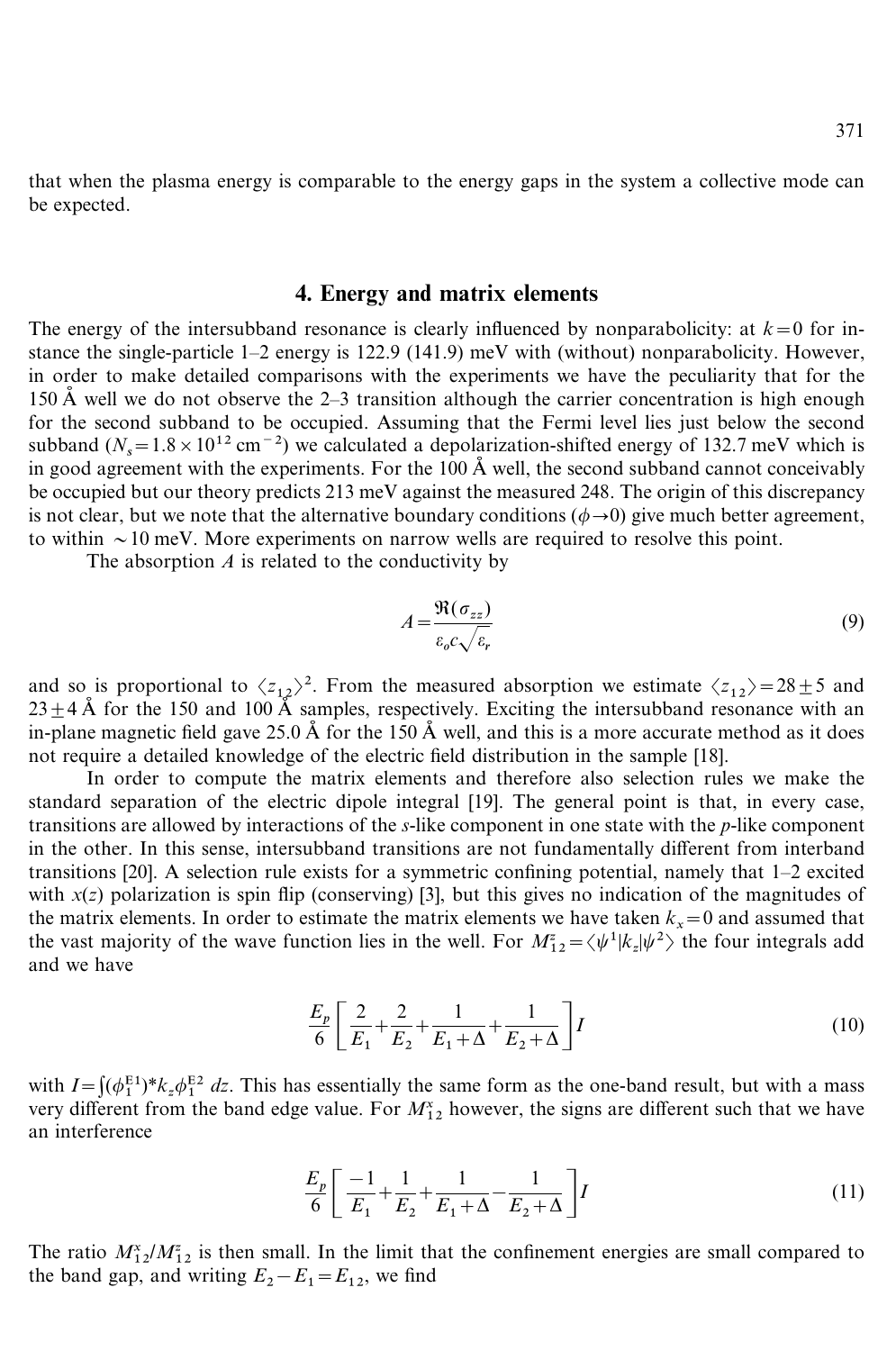that when the plasma energy is comparable to the energy gaps in the system a collective mode can be expected.

## 4. Energy and matrix elements

The energy of the intersubband resonance is clearly influenced by nonparabolicity: at $k=0$ for instance the single-particle 1–2 energy is 122.9 (141.9) meV with (without) nonparabolicity. However, in order to make detailed comparisons with the experiments we have the peculiarity that for the 150 Å well we do not observe the 2–3 transition although the carrier concentration is high enough for the second subband to be occupied. Assuming that the Fermi level lies just below the second subband ($N_s = 1.8\times10^{12}\ \text{cm}^{-2}$) we calculated a depolarization-shifted energy of 132.7 meV which is in good agreement with the experiments. For the 100 Å well, the second subband cannot conceivably be occupied but our theory predicts 213 meV against the measured 248. The origin of this discrepancy is not clear, but we note that the alternative boundary conditions ($\phi \to 0$) give much better agreement, to within $\sim$10 meV. More experiments on narrow wells are required to resolve this point.

The absorption $A$ is related to the conductivity by

$$A = \frac{\Re(\sigma_{zz})}{\varepsilon_o c\sqrt{\varepsilon_r}} \tag{9}$$

and so is proportional to $\langle z_{12}\rangle^2$. From the measured absorption we estimate $\langle z_{12}\rangle = 28\pm5$ and $23\pm4$ Å for the 150 and 100 Å samples, respectively. Exciting the intersubband resonance with an in-plane magnetic field gave 25.0 Å for the 150 Å well, and this is a more accurate method as it does not require a detailed knowledge of the electric field distribution in the sample [18].

In order to compute the matrix elements and therefore also selection rules we make the standard separation of the electric dipole integral [19]. The general point is that, in every case, transitions are allowed by interactions of the *s*-like component in one state with the *p*-like component in the other. In this sense, intersubband transitions are not fundamentally different from interband transitions [20]. A selection rule exists for a symmetric confining potential, namely that 1–2 excited with $x(z)$ polarization is spin flip (conserving) [3], but this gives no indication of the magnitudes of the matrix elements. In order to estimate the matrix elements we have taken $k_x = 0$ and assumed that the vast majority of the wave function lies in the well. For $M_{12}^z = \langle\psi^1|k_z|\psi^2\rangle$ the four integrals add and we have

$$\frac{E_p}{6}\left[\frac{2}{E_1}+\frac{2}{E_2}+\frac{1}{E_1+\Delta}+\frac{1}{E_2+\Delta}\right]I \tag{10}$$

with $I = \int(\phi_1^{E1})^* k_z \phi_1^{E2}\, dz$. This has essentially the same form as the one-band result, but with a mass very different from the band edge value. For $M_{12}^x$ however, the signs are different such that we have an interference

$$\frac{E_p}{6}\left[\frac{-1}{E_1}+\frac{1}{E_2}+\frac{1}{E_1+\Delta}-\frac{1}{E_2+\Delta}\right]I \tag{11}$$

The ratio $M_{12}^x/M_{12}^z$ is then small. In the limit that the confinement energies are small compared to the band gap, and writing $E_2 - E_1 = E_{12}$, we find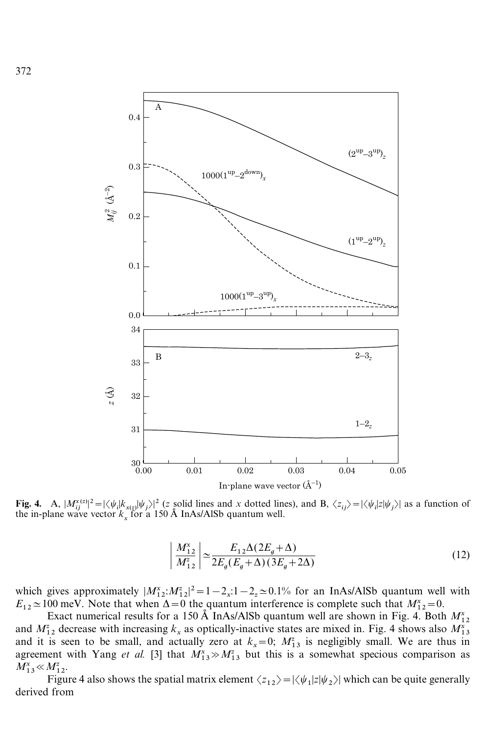**Fig. 4.** A, $|M_{ij}^{x(z)}|^2 = |\langle \psi_i | k_{x(z)} | \psi_j \rangle|^2$ ($z$ solid lines and $x$ dotted lines), and B, $\langle z_{ij} \rangle = |\langle \psi_i | z | \psi_j \rangle|$ as a function of the in-plane wave vector $k_x$ for a 150 Å InAs/AlSb quantum well.

$$\left| \frac{M_{12}^x}{M_{12}^z} \right| \simeq \frac{E_{12}\Delta(2E_g + \Delta)}{2E_g(E_g + \Delta)(3E_g + 2\Delta)} \tag{12}$$

which gives approximately $|M_{12}^x : M_{12}^z|^2 = 1 - 2_x : 1 - 2_z \simeq 0.1\%$ for an InAs/AlSb quantum well with $E_{12} \simeq 100$ meV. Note that when $\Delta = 0$ the quantum interference is complete such that $M_{12}^x = 0$.

Exact numerical results for a 150 Å InAs/AlSb quantum well are shown in Fig. 4. Both $M_{12}^x$ and $M_{12}^z$ decrease with increasing $k_x$ as optically-inactive states are mixed in. Fig. 4 shows also $M_{13}^x$ and it is seen to be small, and actually zero at $k_x = 0$; $M_{13}^z$ is negligibly small. We are thus in agreement with Yang *et al.* [3] that $M_{13}^x \gg M_{13}^z$ but this is a somewhat specious comparison as $M_{13}^x \ll M_{12}^z$.

Figure 4 also shows the spatial matrix element $\langle z_{12} \rangle = |\langle \psi_1 | z | \psi_2 \rangle|$ which can be quite generally derived from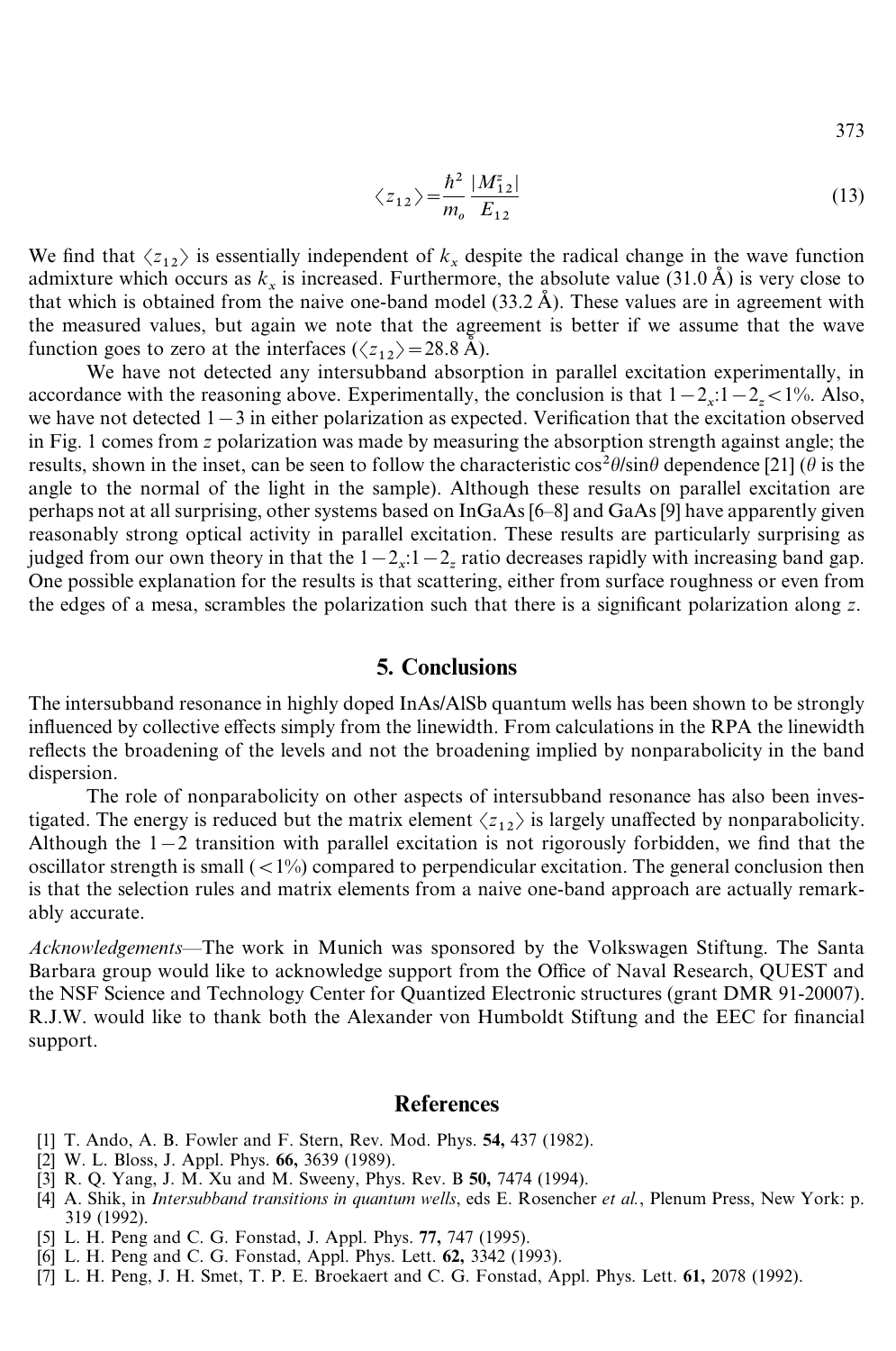$$\langle z_{12} \rangle = \frac{\hbar^2}{m_o} \frac{|M_{12}^z|}{E_{12}} \tag{13}$$

We find that $\langle z_{12} \rangle$ is essentially independent of $k_x$ despite the radical change in the wave function admixture which occurs as $k_x$ is increased. Furthermore, the absolute value (31.0 Å) is very close to that which is obtained from the naive one-band model (33.2 Å). These values are in agreement with the measured values, but again we note that the agreement is better if we assume that the wave function goes to zero at the interfaces ($\langle z_{12} \rangle = 28.8$ Å).

We have not detected any intersubband absorption in parallel excitation experimentally, in accordance with the reasoning above. Experimentally, the conclusion is that $1-2_x$:$1-2_z < 1\%$. Also, we have not detected $1-3$ in either polarization as expected. Verification that the excitation observed in Fig. 1 comes from $z$ polarization was made by measuring the absorption strength against angle; the results, shown in the inset, can be seen to follow the characteristic $\cos^2\theta/\sin\theta$ dependence [21] ($\theta$ is the angle to the normal of the light in the sample). Although these results on parallel excitation are perhaps not at all surprising, other systems based on InGaAs [6–8] and GaAs [9] have apparently given reasonably strong optical activity in parallel excitation. These results are particularly surprising as judged from our own theory in that the $1-2_x$:$1-2_z$ ratio decreases rapidly with increasing band gap. One possible explanation for the results is that scattering, either from surface roughness or even from the edges of a mesa, scrambles the polarization such that there is a significant polarization along $z$.

## 5. Conclusions

The intersubband resonance in highly doped InAs/AlSb quantum wells has been shown to be strongly influenced by collective effects simply from the linewidth. From calculations in the RPA the linewidth reflects the broadening of the levels and not the broadening implied by nonparabolicity in the band dispersion.

The role of nonparabolicity on other aspects of intersubband resonance has also been investigated. The energy is reduced but the matrix element $\langle z_{12} \rangle$ is largely unaffected by nonparabolicity. Although the $1-2$ transition with parallel excitation is not rigorously forbidden, we find that the oscillator strength is small ($<1\%$) compared to perpendicular excitation. The general conclusion then is that the selection rules and matrix elements from a naive one-band approach are actually remarkably accurate.

*Acknowledgements*—The work in Munich was sponsored by the Volkswagen Stiftung. The Santa Barbara group would like to acknowledge support from the Office of Naval Research, QUEST and the NSF Science and Technology Center for Quantized Electronic structures (grant DMR 91-20007). R.J.W. would like to thank both the Alexander von Humboldt Stiftung and the EEC for financial support.

## References

[1] T. Ando, A. B. Fowler and F. Stern, Rev. Mod. Phys. **54,** 437 (1982).
[2] W. L. Bloss, J. Appl. Phys. **66,** 3639 (1989).
[3] R. Q. Yang, J. M. Xu and M. Sweeny, Phys. Rev. B **50,** 7474 (1994).
[4] A. Shik, in *Intersubband transitions in quantum wells*, eds E. Rosencher *et al.*, Plenum Press, New York: p. 319 (1992).
[5] L. H. Peng and C. G. Fonstad, J. Appl. Phys. **77,** 747 (1995).
[6] L. H. Peng and C. G. Fonstad, Appl. Phys. Lett. **62,** 3342 (1993).
[7] L. H. Peng, J. H. Smet, T. P. E. Broekaert and C. G. Fonstad, Appl. Phys. Lett. **61,** 2078 (1992).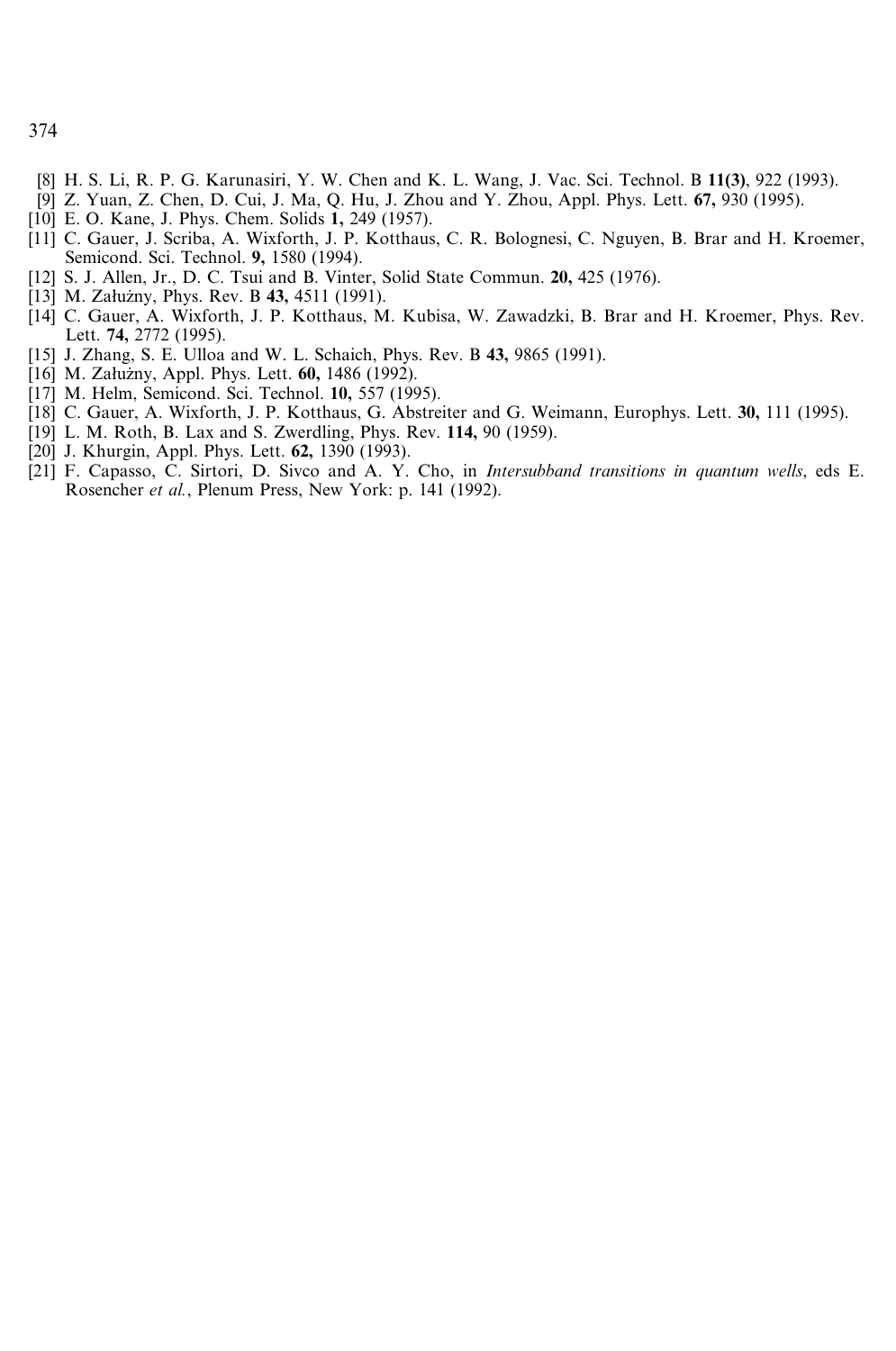[8] H. S. Li, R. P. G. Karunasiri, Y. W. Chen and K. L. Wang, J. Vac. Sci. Technol. B **11(3)**, 922 (1993).

[9] Z. Yuan, Z. Chen, D. Cui, J. Ma, Q. Hu, J. Zhou and Y. Zhou, Appl. Phys. Lett. **67,** 930 (1995).

[10] E. O. Kane, J. Phys. Chem. Solids **1,** 249 (1957).

[11] C. Gauer, J. Scriba, A. Wixforth, J. P. Kotthaus, C. R. Bolognesi, C. Nguyen, B. Brar and H. Kroemer, Semicond. Sci. Technol. **9,** 1580 (1994).

[12] S. J. Allen, Jr., D. C. Tsui and B. Vinter, Solid State Commun. **20,** 425 (1976).

[13] M. Załużny, Phys. Rev. B **43,** 4511 (1991).

[14] C. Gauer, A. Wixforth, J. P. Kotthaus, M. Kubisa, W. Zawadzki, B. Brar and H. Kroemer, Phys. Rev. Lett. **74,** 2772 (1995).

[15] J. Zhang, S. E. Ulloa and W. L. Schaich, Phys. Rev. B **43,** 9865 (1991).

[16] M. Załużny, Appl. Phys. Lett. **60,** 1486 (1992).

[17] M. Helm, Semicond. Sci. Technol. **10,** 557 (1995).

[18] C. Gauer, A. Wixforth, J. P. Kotthaus, G. Abstreiter and G. Weimann, Europhys. Lett. **30,** 111 (1995).

[19] L. M. Roth, B. Lax and S. Zwerdling, Phys. Rev. **114,** 90 (1959).

[20] J. Khurgin, Appl. Phys. Lett. **62,** 1390 (1993).

[21] F. Capasso, C. Sirtori, D. Sivco and A. Y. Cho, in *Intersubband transitions in quantum wells*, eds E. Rosencher *et al.*, Plenum Press, New York: p. 141 (1992).